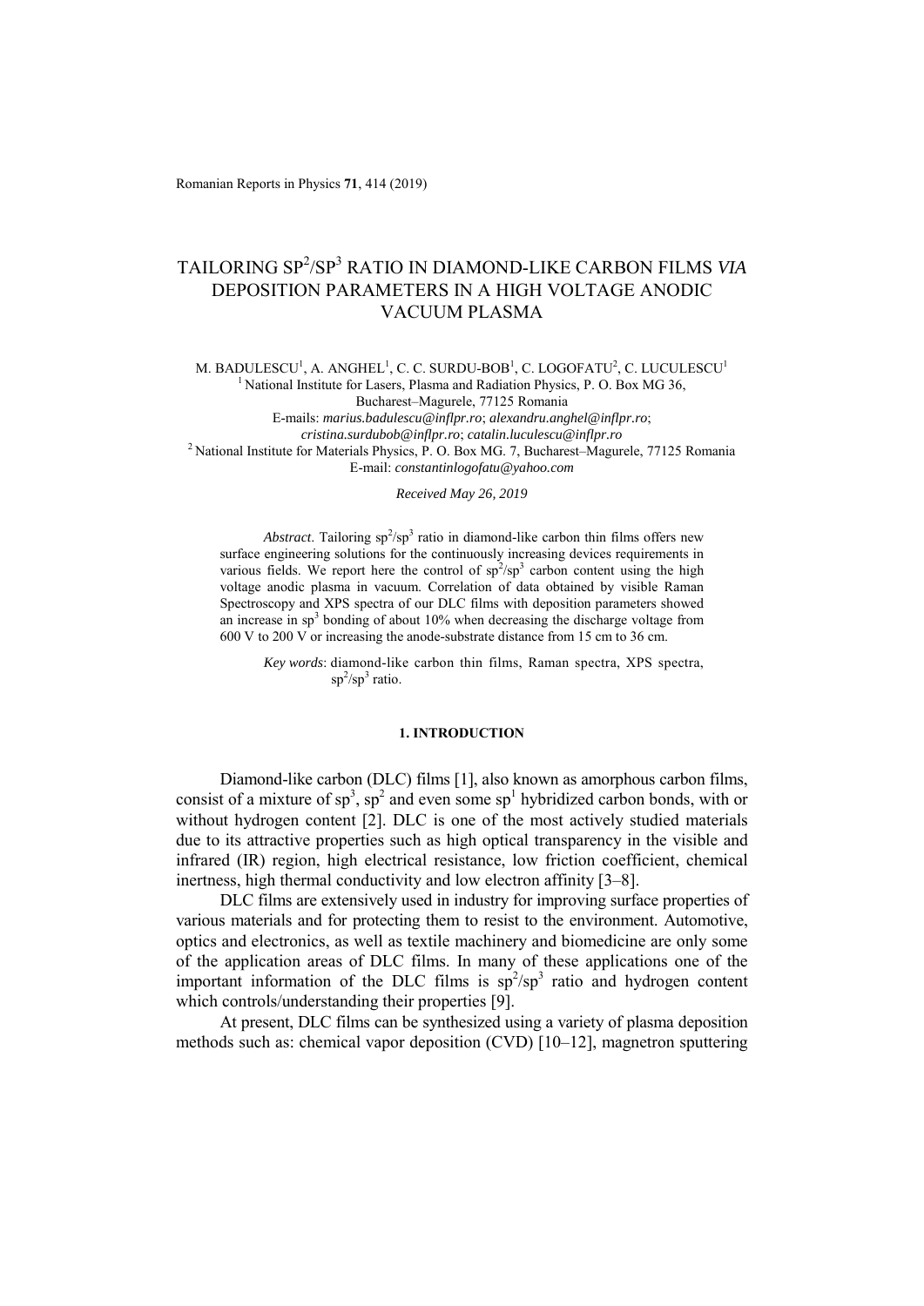# TAILORING $SP^2/SP^3$ RATIO IN DIAMOND-LIKE CARBON FILMS *VIA* DEPOSITION PARAMETERS IN A HIGH VOLTAGE ANODIC VACUUM PLASMA

M. BADULESCU[1], A. ANGHEL[1], C. C. SURDU-BOB[1], C. LOGOFATU[2], C. LUCULESCU[1]

[1] National Institute for Lasers, Plasma and Radiation Physics, P. O. Box MG 36, Bucharest–Magurele, 77125 Romania
E-mails: *marius.badulescu@inflpr.ro*; *alexandru.anghel@inflpr.ro*; *cristina.surdubob@inflpr.ro*; *catalin.luculescu@inflpr.ro*

[2] National Institute for Materials Physics, P. O. Box MG. 7, Bucharest–Magurele, 77125 Romania
E-mail: *constantinlogofatu@yahoo.com*

*Received May 26, 2019*

*Abstract*. Tailoring $sp^2/sp^3$ ratio in diamond-like carbon thin films offers new surface engineering solutions for the continuously increasing devices requirements in various fields. We report here the control of $sp^2/sp^3$ carbon content using the high voltage anodic plasma in vacuum. Correlation of data obtained by visible Raman Spectroscopy and XPS spectra of our DLC films with deposition parameters showed an increase in $sp^3$ bonding of about 10% when decreasing the discharge voltage from 600 V to 200 V or increasing the anode-substrate distance from 15 cm to 36 cm.

*Key words*: diamond-like carbon thin films, Raman spectra, XPS spectra, $sp^2/sp^3$ ratio.

## 1. INTRODUCTION

Diamond-like carbon (DLC) films [1], also known as amorphous carbon films, consist of a mixture of $sp^3$, $sp^2$ and even some $sp^1$ hybridized carbon bonds, with or without hydrogen content [2]. DLC is one of the most actively studied materials due to its attractive properties such as high optical transparency in the visible and infrared (IR) region, high electrical resistance, low friction coefficient, chemical inertness, high thermal conductivity and low electron affinity [3–8].

DLC films are extensively used in industry for improving surface properties of various materials and for protecting them to resist to the environment. Automotive, optics and electronics, as well as textile machinery and biomedicine are only some of the application areas of DLC films. In many of these applications one of the important information of the DLC films is $sp^2/sp^3$ ratio and hydrogen content which controls/understanding their properties [9].

At present, DLC films can be synthesized using a variety of plasma deposition methods such as: chemical vapor deposition (CVD) [10–12], magnetron sputtering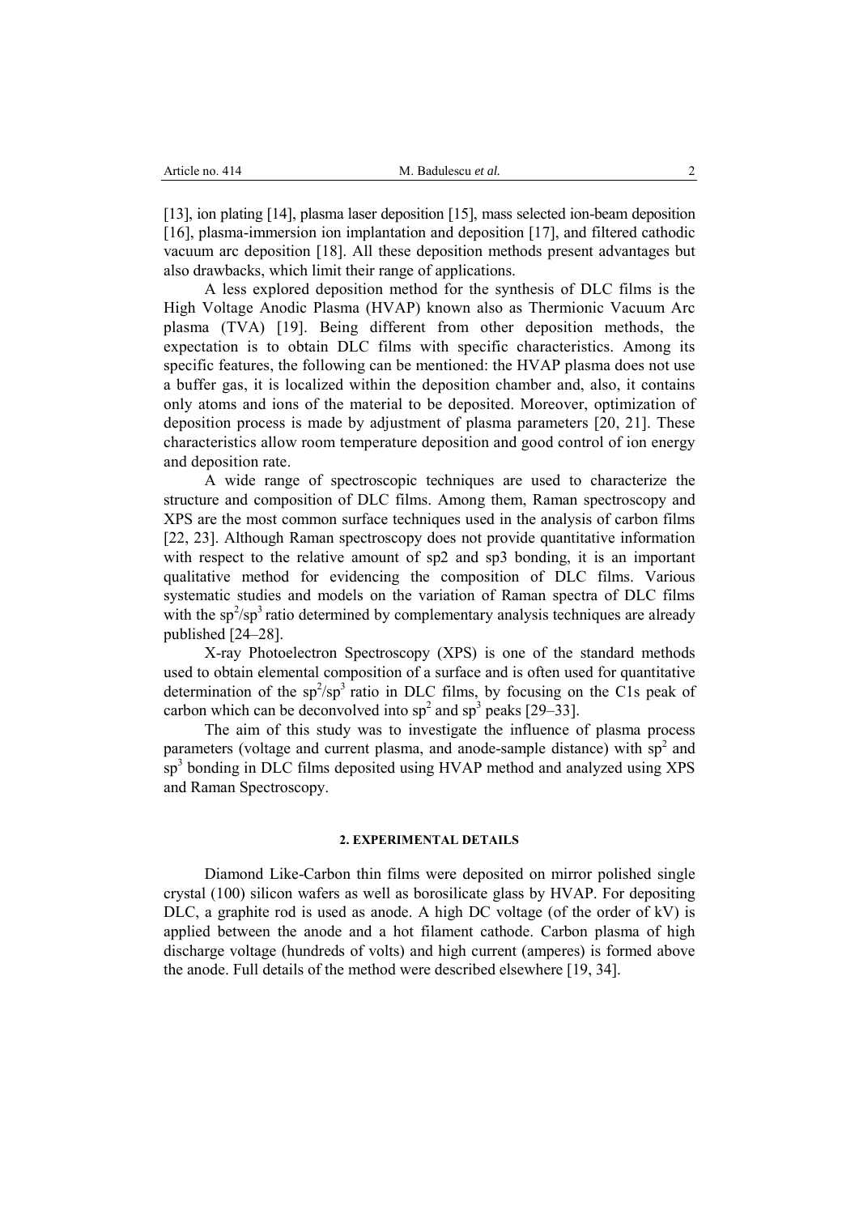[13], ion plating [14], plasma laser deposition [15], mass selected ion-beam deposition [16], plasma-immersion ion implantation and deposition [17], and filtered cathodic vacuum arc deposition [18]. All these deposition methods present advantages but also drawbacks, which limit their range of applications.

A less explored deposition method for the synthesis of DLC films is the High Voltage Anodic Plasma (HVAP) known also as Thermionic Vacuum Arc plasma (TVA) [19]. Being different from other deposition methods, the expectation is to obtain DLC films with specific characteristics. Among its specific features, the following can be mentioned: the HVAP plasma does not use a buffer gas, it is localized within the deposition chamber and, also, it contains only atoms and ions of the material to be deposited. Moreover, optimization of deposition process is made by adjustment of plasma parameters [20, 21]. These characteristics allow room temperature deposition and good control of ion energy and deposition rate.

A wide range of spectroscopic techniques are used to characterize the structure and composition of DLC films. Among them, Raman spectroscopy and XPS are the most common surface techniques used in the analysis of carbon films [22, 23]. Although Raman spectroscopy does not provide quantitative information with respect to the relative amount of sp2 and sp3 bonding, it is an important qualitative method for evidencing the composition of DLC films. Various systematic studies and models on the variation of Raman spectra of DLC films with the $sp^2/sp^3$ ratio determined by complementary analysis techniques are already published [24–28].

X-ray Photoelectron Spectroscopy (XPS) is one of the standard methods used to obtain elemental composition of a surface and is often used for quantitative determination of the $sp^2/sp^3$ ratio in DLC films, by focusing on the C1s peak of carbon which can be deconvolved into $sp^2$ and $sp^3$ peaks [29–33].

The aim of this study was to investigate the influence of plasma process parameters (voltage and current plasma, and anode-sample distance) with $sp^2$ and $sp^3$ bonding in DLC films deposited using HVAP method and analyzed using XPS and Raman Spectroscopy.

## 2. EXPERIMENTAL DETAILS

Diamond Like-Carbon thin films were deposited on mirror polished single crystal (100) silicon wafers as well as borosilicate glass by HVAP. For depositing DLC, a graphite rod is used as anode. A high DC voltage (of the order of kV) is applied between the anode and a hot filament cathode. Carbon plasma of high discharge voltage (hundreds of volts) and high current (amperes) is formed above the anode. Full details of the method were described elsewhere [19, 34].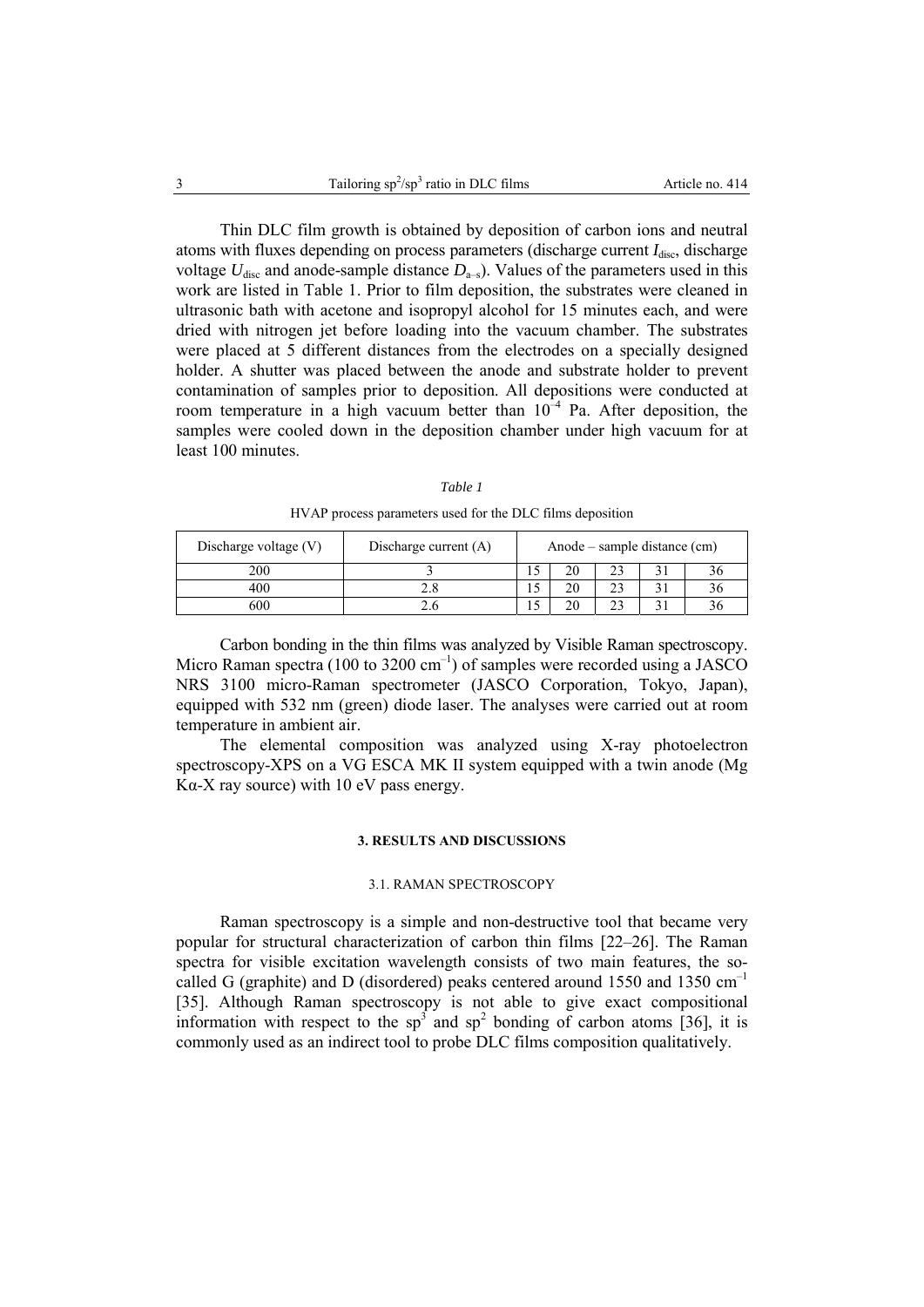Thin DLC film growth is obtained by deposition of carbon ions and neutral atoms with fluxes depending on process parameters (discharge current $I_{disc}$, discharge voltage $U_{disc}$ and anode-sample distance $D_{a-s}$). Values of the parameters used in this work are listed in Table 1. Prior to film deposition, the substrates were cleaned in ultrasonic bath with acetone and isopropyl alcohol for 15 minutes each, and were dried with nitrogen jet before loading into the vacuum chamber. The substrates were placed at 5 different distances from the electrodes on a specially designed holder. A shutter was placed between the anode and substrate holder to prevent contamination of samples prior to deposition. All depositions were conducted at room temperature in a high vacuum better than $10^{-4}$ Pa. After deposition, the samples were cooled down in the deposition chamber under high vacuum for at least 100 minutes.

*Table 1*

HVAP process parameters used for the DLC films deposition

| Discharge voltage (V) | Discharge current (A) | Anode – sample distance (cm) | | | | |
|---|---|---|---|---|---|---|
| 200 | 3 | 15 | 20 | 23 | 31 | 36 |
| 400 | 2.8 | 15 | 20 | 23 | 31 | 36 |
| 600 | 2.6 | 15 | 20 | 23 | 31 | 36 |

Carbon bonding in the thin films was analyzed by Visible Raman spectroscopy. Micro Raman spectra (100 to 3200 cm$^{-1}$) of samples were recorded using a JASCO NRS 3100 micro-Raman spectrometer (JASCO Corporation, Tokyo, Japan), equipped with 532 nm (green) diode laser. The analyses were carried out at room temperature in ambient air.

The elemental composition was analyzed using X-ray photoelectron spectroscopy-XPS on a VG ESCA MK II system equipped with a twin anode (Mg Kα-X ray source) with 10 eV pass energy.

## 3. RESULTS AND DISCUSSIONS

### 3.1. RAMAN SPECTROSCOPY

Raman spectroscopy is a simple and non-destructive tool that became very popular for structural characterization of carbon thin films [22–26]. The Raman spectra for visible excitation wavelength consists of two main features, the so-called G (graphite) and D (disordered) peaks centered around 1550 and 1350 cm$^{-1}$ [35]. Although Raman spectroscopy is not able to give exact compositional information with respect to the sp$^3$ and sp$^2$ bonding of carbon atoms [36], it is commonly used as an indirect tool to probe DLC films composition qualitatively.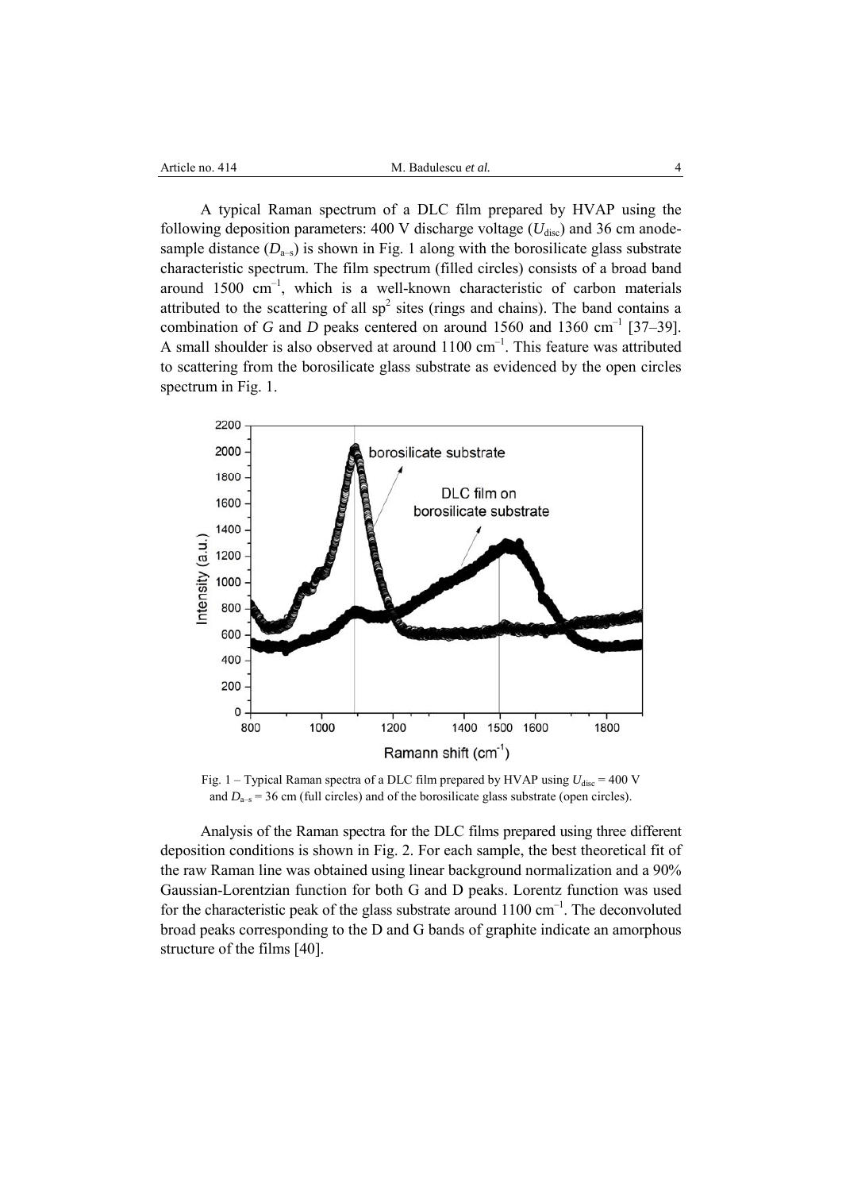A typical Raman spectrum of a DLC film prepared by HVAP using the following deposition parameters: 400 V discharge voltage ($U_{disc}$) and 36 cm anode-sample distance ($D_{a-s}$) is shown in Fig. 1 along with the borosilicate glass substrate characteristic spectrum. The film spectrum (filled circles) consists of a broad band around 1500 $cm^{-1}$, which is a well-known characteristic of carbon materials attributed to the scattering of all $sp^2$ sites (rings and chains). The band contains a combination of *G* and *D* peaks centered on around 1560 and 1360 $cm^{-1}$ [37–39]. A small shoulder is also observed at around 1100 $cm^{-1}$. This feature was attributed to scattering from the borosilicate glass substrate as evidenced by the open circles spectrum in Fig. 1.

Fig. 1 – Typical Raman spectra of a DLC film prepared by HVAP using $U_{disc}$ = 400 V and $D_{a-s}$ = 36 cm (full circles) and of the borosilicate glass substrate (open circles).

Analysis of the Raman spectra for the DLC films prepared using three different deposition conditions is shown in Fig. 2. For each sample, the best theoretical fit of the raw Raman line was obtained using linear background normalization and a 90% Gaussian-Lorentzian function for both G and D peaks. Lorentz function was used for the characteristic peak of the glass substrate around 1100 $cm^{-1}$. The deconvoluted broad peaks corresponding to the D and G bands of graphite indicate an amorphous structure of the films [40].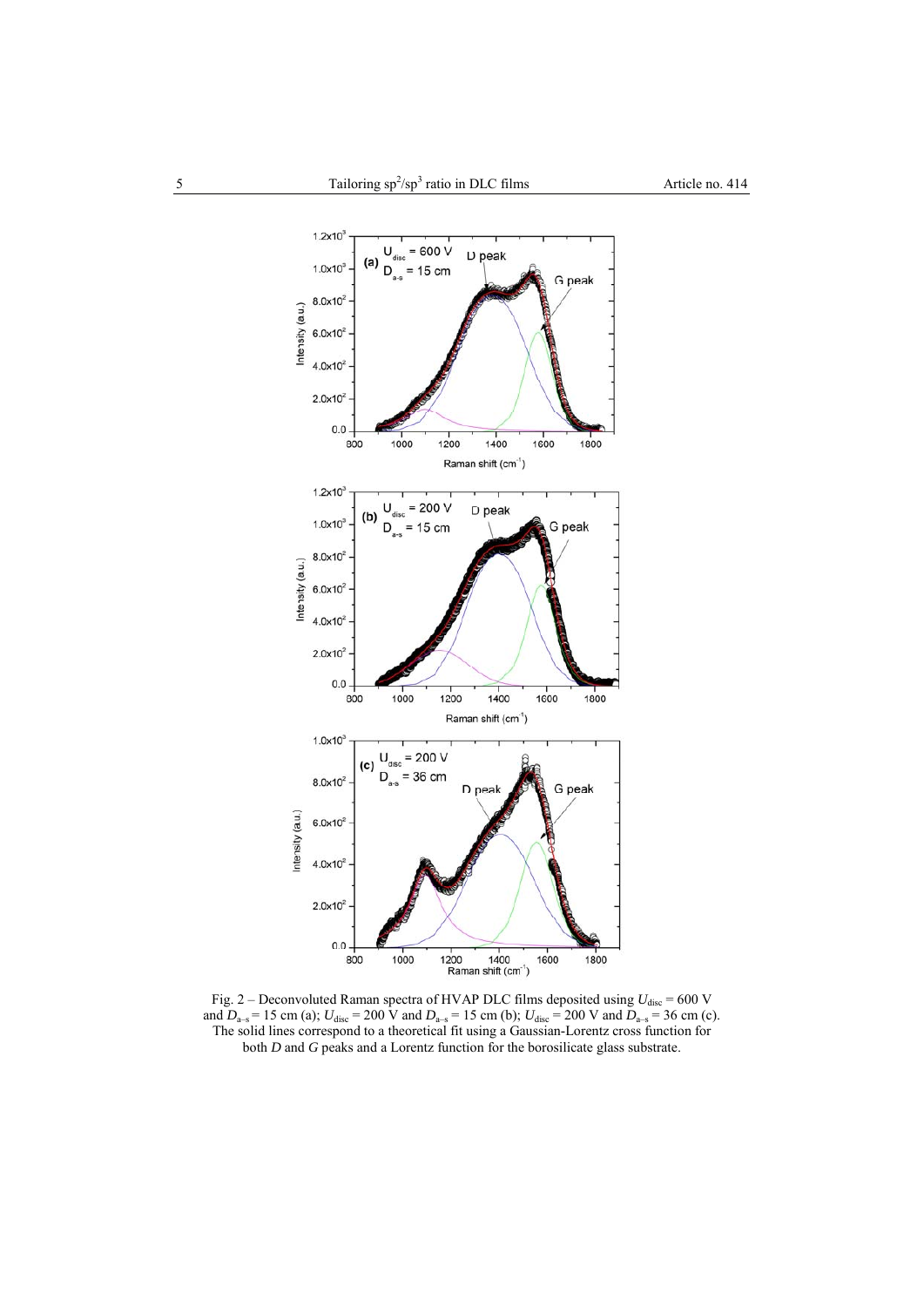Fig. 2 – Deconvoluted Raman spectra of HVAP DLC films deposited using $U_{disc}$ = 600 V and $D_{a\text{–}s}$ = 15 cm (a); $U_{disc}$ = 200 V and $D_{a\text{–}s}$ = 15 cm (b); $U_{disc}$ = 200 V and $D_{a\text{–}s}$ = 36 cm (c). The solid lines correspond to a theoretical fit using a Gaussian-Lorentz cross function for both *D* and *G* peaks and a Lorentz function for the borosilicate glass substrate.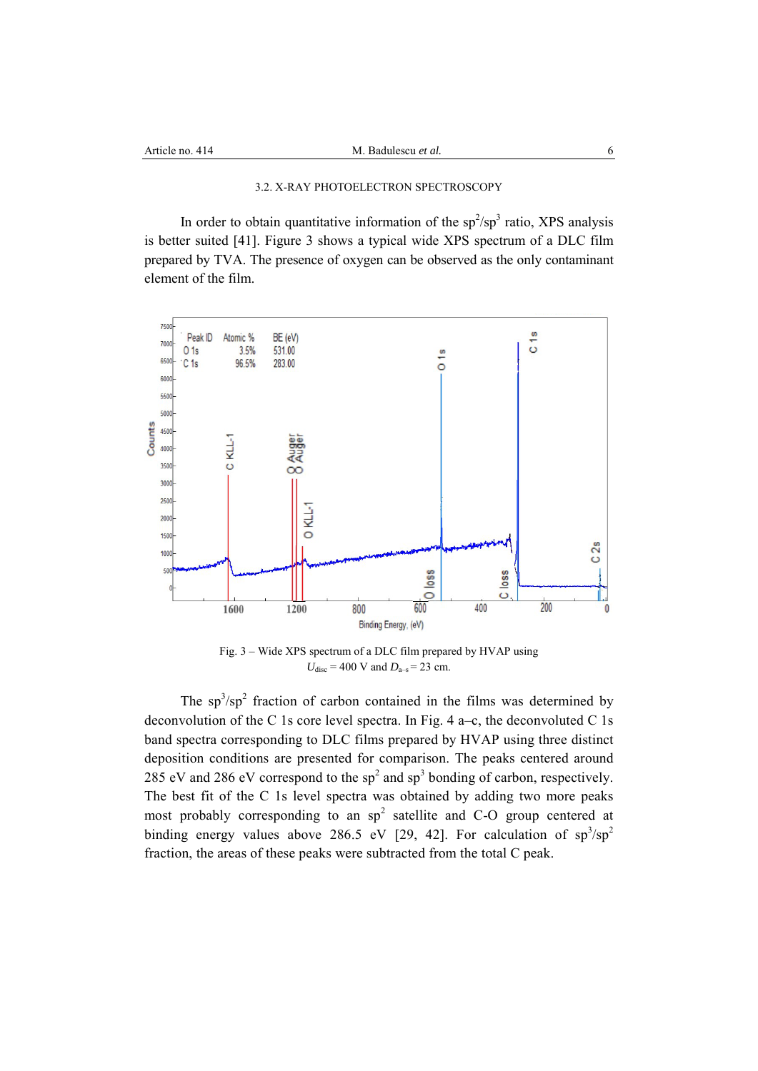### 3.2. X-RAY PHOTOELECTRON SPECTROSCOPY

In order to obtain quantitative information of the $sp^2/sp^3$ ratio, XPS analysis is better suited [41]. Figure 3 shows a typical wide XPS spectrum of a DLC film prepared by TVA. The presence of oxygen can be observed as the only contaminant element of the film.

| Peak ID | Atomic % | BE (eV) |
| --- | --- | --- |
| O 1s | 3.5% | 531.00 |
| C 1s | 96.5% | 283.00 |

Fig. 3 – Wide XPS spectrum of a DLC film prepared by HVAP using $U_{disc} = 400$ V and $D_{a-s} = 23$ cm.

The $sp^3/sp^2$ fraction of carbon contained in the films was determined by deconvolution of the C 1s core level spectra. In Fig. 4 a–c, the deconvoluted C 1s band spectra corresponding to DLC films prepared by HVAP using three distinct deposition conditions are presented for comparison. The peaks centered around 285 eV and 286 eV correspond to the $sp^2$ and $sp^3$ bonding of carbon, respectively. The best fit of the C 1s level spectra was obtained by adding two more peaks most probably corresponding to an $sp^2$ satellite and C-O group centered at binding energy values above 286.5 eV [29, 42]. For calculation of $sp^3/sp^2$ fraction, the areas of these peaks were subtracted from the total C peak.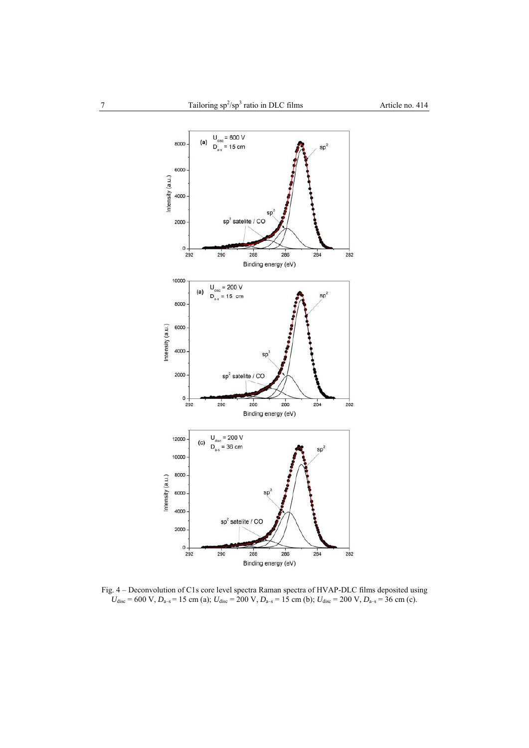Fig. 4 – Deconvolution of C1s core level spectra Raman spectra of HVAP-DLC films deposited using $U_{disc}$ = 600 V, $D_{a-s}$ = 15 cm (a); $U_{disc}$ = 200 V, $D_{a-s}$ = 15 cm (b); $U_{disc}$ = 200 V, $D_{a-s}$ = 36 cm (c).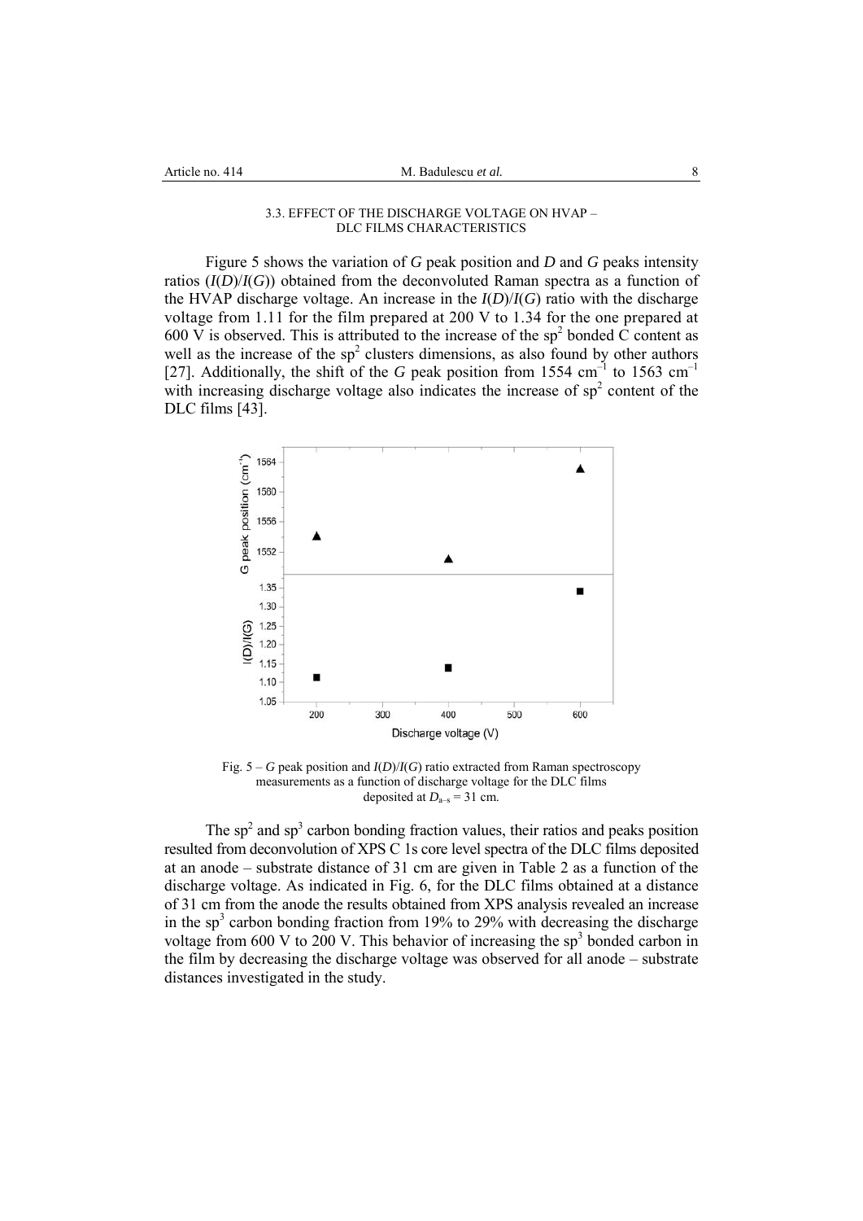### 3.3. EFFECT OF THE DISCHARGE VOLTAGE ON HVAP – DLC FILMS CHARACTERISTICS

Figure 5 shows the variation of *G* peak position and *D* and *G* peaks intensity ratios ($I(D)/I(G)$) obtained from the deconvoluted Raman spectra as a function of the HVAP discharge voltage. An increase in the $I(D)/I(G)$ ratio with the discharge voltage from 1.11 for the film prepared at 200 V to 1.34 for the one prepared at 600 V is observed. This is attributed to the increase of the $sp^2$ bonded C content as well as the increase of the $sp^2$ clusters dimensions, as also found by other authors [27]. Additionally, the shift of the *G* peak position from 1554 $cm^{-1}$ to 1563 $cm^{-1}$ with increasing discharge voltage also indicates the increase of $sp^2$ content of the DLC films [43].

Fig. 5 – *G* peak position and $I(D)/I(G)$ ratio extracted from Raman spectroscopy measurements as a function of discharge voltage for the DLC films deposited at $D_{a–s}$ = 31 cm.

The $sp^2$ and $sp^3$ carbon bonding fraction values, their ratios and peaks position resulted from deconvolution of XPS C 1s core level spectra of the DLC films deposited at an anode – substrate distance of 31 cm are given in Table 2 as a function of the discharge voltage. As indicated in Fig. 6, for the DLC films obtained at a distance of 31 cm from the anode the results obtained from XPS analysis revealed an increase in the $sp^3$ carbon bonding fraction from 19% to 29% with decreasing the discharge voltage from 600 V to 200 V. This behavior of increasing the $sp^3$ bonded carbon in the film by decreasing the discharge voltage was observed for all anode – substrate distances investigated in the study.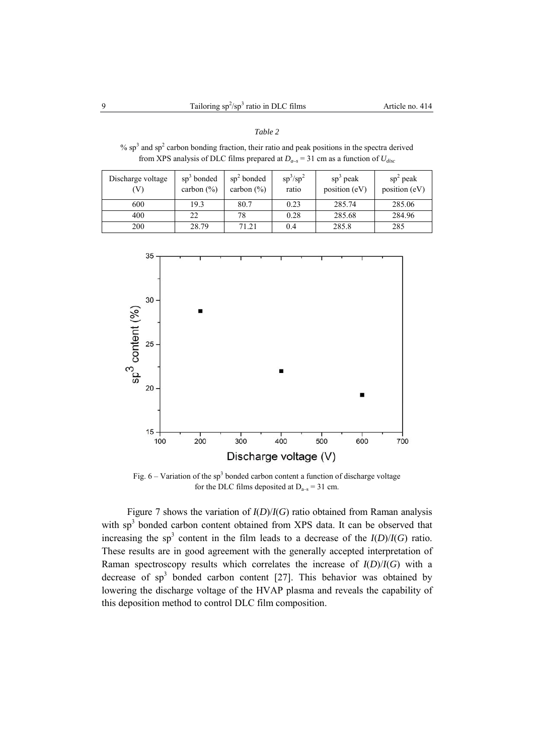*Table 2*

% $sp^3$ and $sp^2$ carbon bonding fraction, their ratio and peak positions in the spectra derived from XPS analysis of DLC films prepared at $D_{a-s}$ = 31 cm as a function of $U_{disc}$

| Discharge voltage (V) | $sp^3$ bonded carbon (%) | $sp^2$ bonded carbon (%) | $sp^3/sp^2$ ratio | $sp^3$ peak position (eV) | $sp^2$ peak position (eV) |
|---|---|---|---|---|---|
| 600 | 19.3 | 80.7 | 0.23 | 285.74 | 285.06 |
| 400 | 22 | 78 | 0.28 | 285.68 | 284.96 |
| 200 | 28.79 | 71.21 | 0.4 | 285.8 | 285 |

Fig. 6 – Variation of the $sp^3$ bonded carbon content a function of discharge voltage for the DLC films deposited at $D_{a-s}$ = 31 cm.

Figure 7 shows the variation of $I(D)/I(G)$ ratio obtained from Raman analysis with $sp^3$ bonded carbon content obtained from XPS data. It can be observed that increasing the $sp^3$ content in the film leads to a decrease of the $I(D)/I(G)$ ratio. These results are in good agreement with the generally accepted interpretation of Raman spectroscopy results which correlates the increase of $I(D)/I(G)$ with a decrease of $sp^3$ bonded carbon content [27]. This behavior was obtained by lowering the discharge voltage of the HVAP plasma and reveals the capability of this deposition method to control DLC film composition.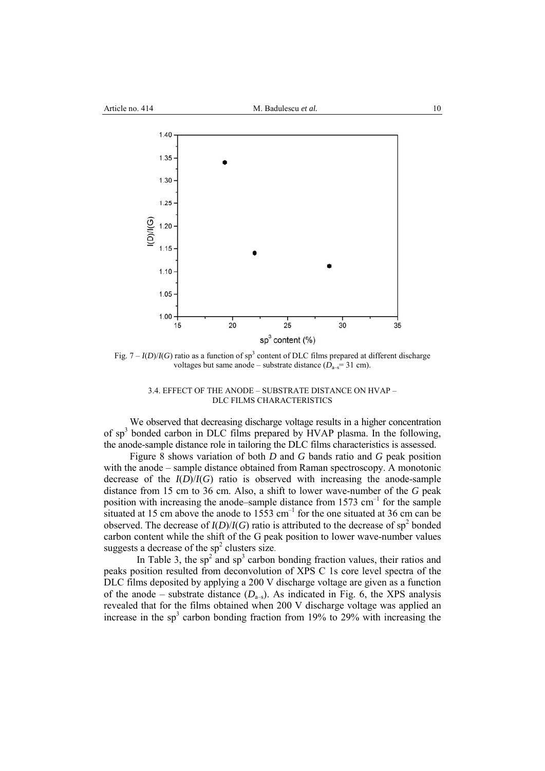Fig. 7 – $I(D)/I(G)$ ratio as a function of $sp^3$ content of DLC films prepared at different discharge voltages but same anode – substrate distance ($D_{a–s}$= 31 cm).

### 3.4. EFFECT OF THE ANODE – SUBSTRATE DISTANCE ON HVAP – DLC FILMS CHARACTERISTICS

We observed that decreasing discharge voltage results in a higher concentration of $sp^3$ bonded carbon in DLC films prepared by HVAP plasma. In the following, the anode-sample distance role in tailoring the DLC films characteristics is assessed.

Figure 8 shows variation of both *D* and *G* bands ratio and *G* peak position with the anode – sample distance obtained from Raman spectroscopy. A monotonic decrease of the $I(D)/I(G)$ ratio is observed with increasing the anode-sample distance from 15 cm to 36 cm. Also, a shift to lower wave-number of the *G* peak position with increasing the anode–sample distance from 1573 $cm^{-1}$ for the sample situated at 15 cm above the anode to 1553 $cm^{-1}$ for the one situated at 36 cm can be observed. The decrease of $I(D)/I(G)$ ratio is attributed to the decrease of $sp^2$ bonded carbon content while the shift of the G peak position to lower wave-number values suggests a decrease of the $sp^2$ clusters size.

In Table 3, the $sp^2$ and $sp^3$ carbon bonding fraction values, their ratios and peaks position resulted from deconvolution of XPS C 1s core level spectra of the DLC films deposited by applying a 200 V discharge voltage are given as a function of the anode – substrate distance ($D_{a–s}$). As indicated in Fig. 6, the XPS analysis revealed that for the films obtained when 200 V discharge voltage was applied an increase in the $sp^3$ carbon bonding fraction from 19% to 29% with increasing the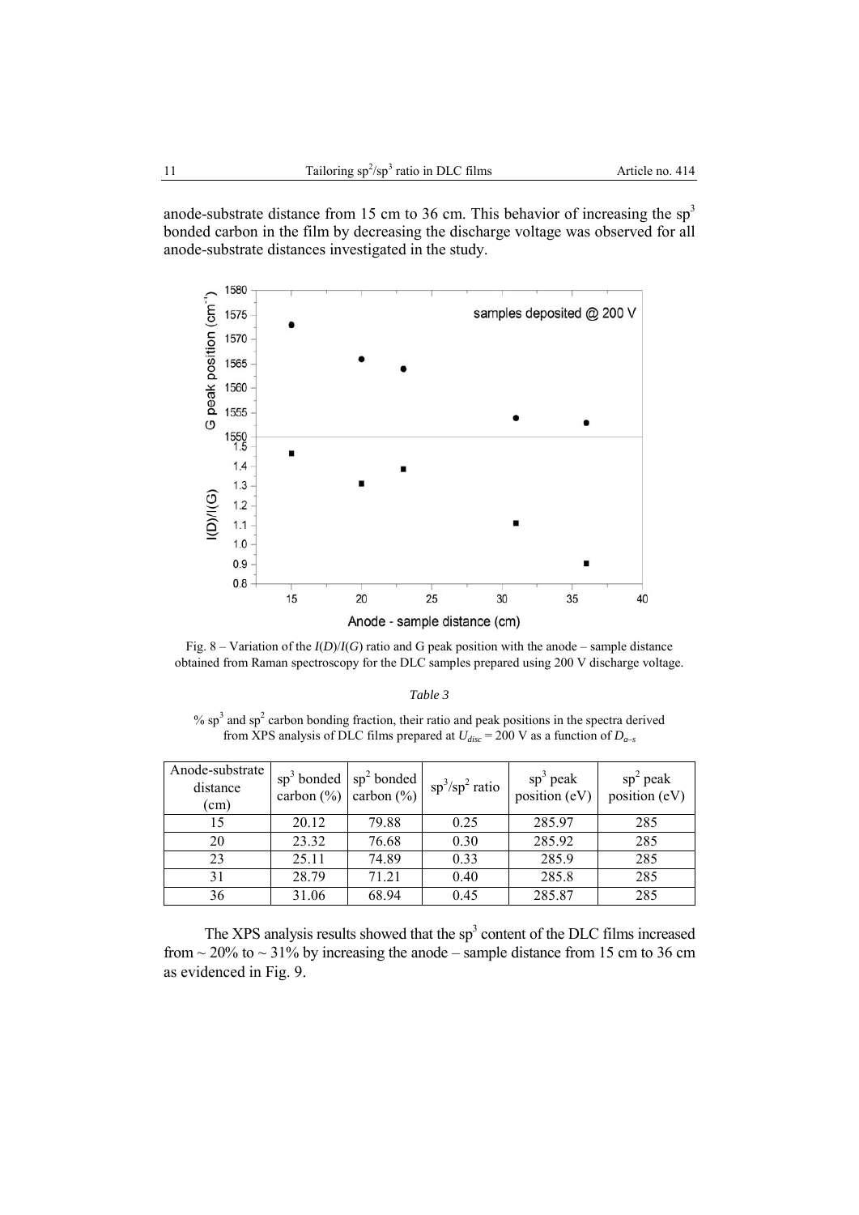anode-substrate distance from 15 cm to 36 cm. This behavior of increasing the $sp^3$ bonded carbon in the film by decreasing the discharge voltage was observed for all anode-substrate distances investigated in the study.

Fig. 8 – Variation of the $I(D)/I(G)$ ratio and G peak position with the anode – sample distance obtained from Raman spectroscopy for the DLC samples prepared using 200 V discharge voltage.

*Table 3*

% $sp^3$ and $sp^2$ carbon bonding fraction, their ratio and peak positions in the spectra derived from XPS analysis of DLC films prepared at $U_{disc}$ = 200 V as a function of $D_{a\text{–}s}$

| Anode-substrate distance (cm) | $sp^3$ bonded carbon (%) | $sp^2$ bonded carbon (%) | $sp^3/sp^2$ ratio | $sp^3$ peak position (eV) | $sp^2$ peak position (eV) |
|---|---|---|---|---|---|
| 15 | 20.12 | 79.88 | 0.25 | 285.97 | 285 |
| 20 | 23.32 | 76.68 | 0.30 | 285.92 | 285 |
| 23 | 25.11 | 74.89 | 0.33 | 285.9 | 285 |
| 31 | 28.79 | 71.21 | 0.40 | 285.8 | 285 |
| 36 | 31.06 | 68.94 | 0.45 | 285.87 | 285 |

The XPS analysis results showed that the $sp^3$ content of the DLC films increased from ~ 20% to ~ 31% by increasing the anode – sample distance from 15 cm to 36 cm as evidenced in Fig. 9.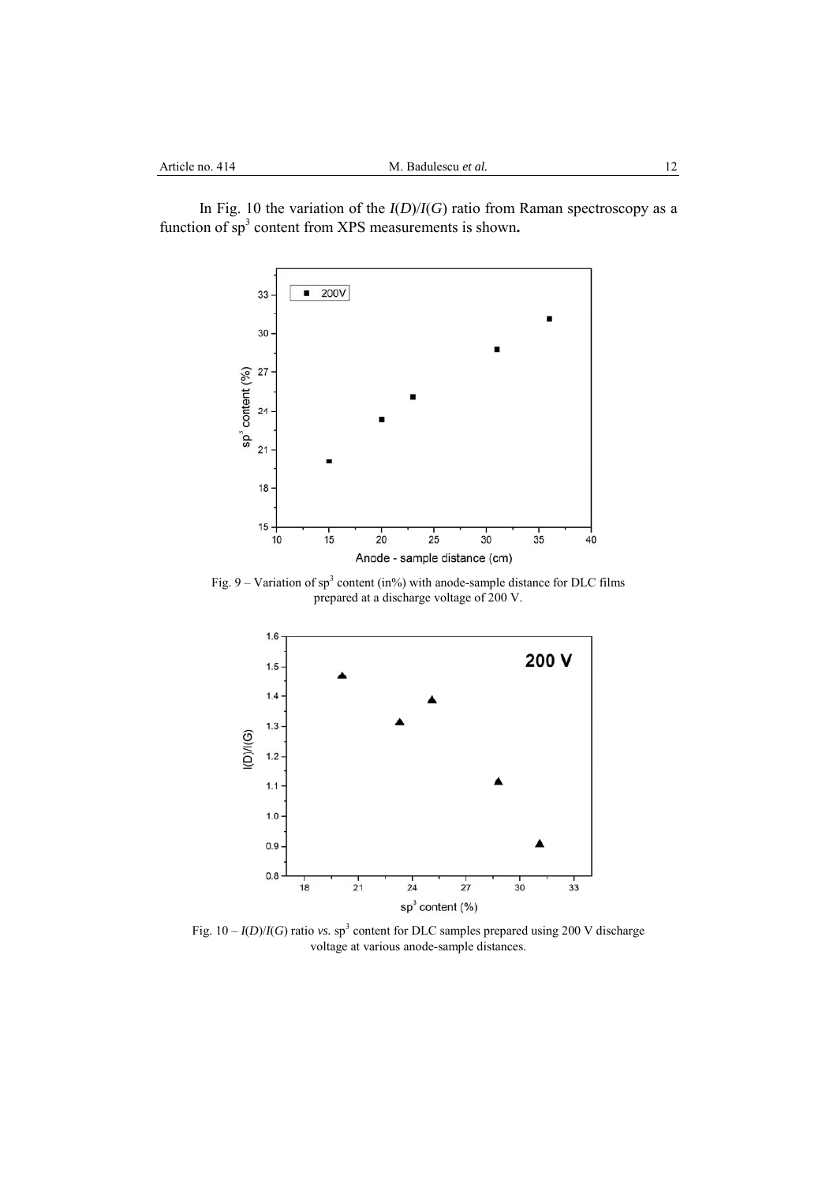In Fig. 10 the variation of the $I(D)/I(G)$ ratio from Raman spectroscopy as a function of $sp^3$ content from XPS measurements is shown**.**

Fig. 9 – Variation of $sp^3$ content (in%) with anode-sample distance for DLC films prepared at a discharge voltage of 200 V.

Fig. 10 – $I(D)/I(G)$ ratio *vs.* $sp^3$ content for DLC samples prepared using 200 V discharge voltage at various anode-sample distances.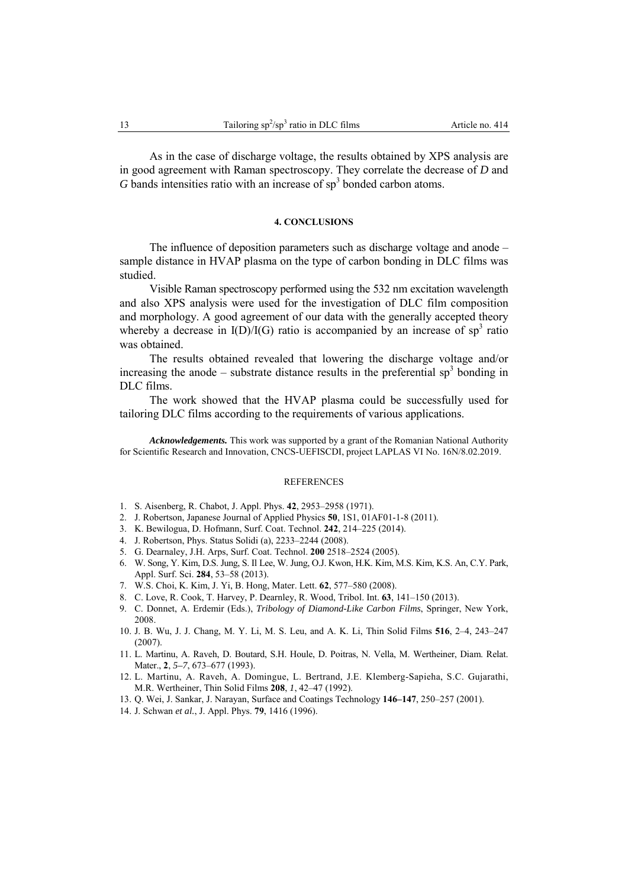As in the case of discharge voltage, the results obtained by XPS analysis are in good agreement with Raman spectroscopy. They correlate the decrease of *D* and *G* bands intensities ratio with an increase of $sp^3$ bonded carbon atoms.

## 4. CONCLUSIONS

The influence of deposition parameters such as discharge voltage and anode – sample distance in HVAP plasma on the type of carbon bonding in DLC films was studied.

Visible Raman spectroscopy performed using the 532 nm excitation wavelength and also XPS analysis were used for the investigation of DLC film composition and morphology. A good agreement of our data with the generally accepted theory whereby a decrease in I(D)/I(G) ratio is accompanied by an increase of $sp^3$ ratio was obtained.

The results obtained revealed that lowering the discharge voltage and/or increasing the anode – substrate distance results in the preferential $sp^3$ bonding in DLC films.

The work showed that the HVAP plasma could be successfully used for tailoring DLC films according to the requirements of various applications.

***Acknowledgements.*** This work was supported by a grant of the Romanian National Authority for Scientific Research and Innovation, CNCS-UEFISCDI, project LAPLAS VI No. 16N/8.02.2019.

## REFERENCES

1. S. Aisenberg, R. Chabot, J. Appl. Phys. **42**, 2953–2958 (1971).
2. J. Robertson, Japanese Journal of Applied Physics **50**, 1S1, 01AF01-1-8 (2011).
3. K. Bewilogua, D. Hofmann, Surf. Coat. Technol. **242**, 214–225 (2014).
4. J. Robertson, Phys. Status Solidi (a), 2233–2244 (2008).
5. G. Dearnaley, J.H. Arps, Surf. Coat. Technol. **200** 2518–2524 (2005).
6. W. Song, Y. Kim, D.S. Jung, S. Il Lee, W. Jung, O.J. Kwon, H.K. Kim, M.S. Kim, K.S. An, C.Y. Park, Appl. Surf. Sci. **284**, 53–58 (2013).
7. W.S. Choi, K. Kim, J. Yi, B. Hong, Mater. Lett. **62**, 577–580 (2008).
8. C. Love, R. Cook, T. Harvey, P. Dearnley, R. Wood, Tribol. Int. **63**, 141–150 (2013).
9. C. Donnet, A. Erdemir (Eds.), *Tribology of Diamond-Like Carbon Films*, Springer, New York, 2008.
10. J. B. Wu, J. J. Chang, M. Y. Li, M. S. Leu, and A. K. Li, Thin Solid Films **516**, 2–4, 243–247 (2007).
11. L. Martinu, A. Raveh, D. Boutard, S.H. Houle, D. Poitras, N. Vella, M. Wertheiner, Diam. Relat. Mater., **2**, *5–7*, 673–677 (1993).
12. L. Martinu, A. Raveh, A. Domingue, L. Bertrand, J.E. Klemberg-Sapieha, S.C. Gujarathi, M.R. Wertheiner, Thin Solid Films **208**, *1*, 42–47 (1992).
13. Q. Wei, J. Sankar, J. Narayan, Surface and Coatings Technology **146–147**, 250–257 (2001).
14. J. Schwan *et al.*, J. Appl. Phys. **79**, 1416 (1996).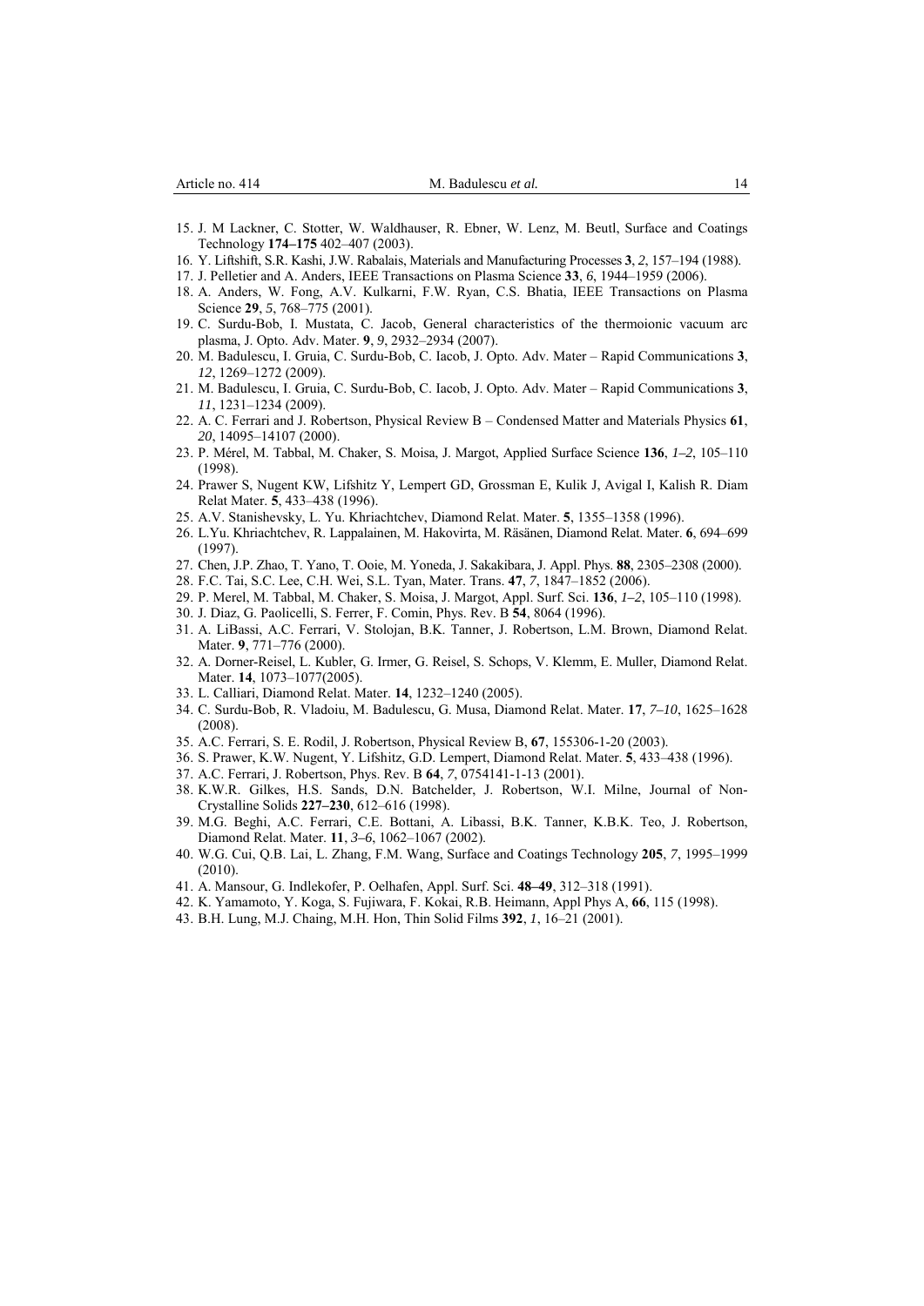15. J. M Lackner, C. Stotter, W. Waldhauser, R. Ebner, W. Lenz, M. Beutl, Surface and Coatings Technology **174–175** 402–407 (2003).
16. Y. Liftshift, S.R. Kashi, J.W. Rabalais, Materials and Manufacturing Processes **3**, *2*, 157–194 (1988).
17. J. Pelletier and A. Anders, IEEE Transactions on Plasma Science **33**, *6*, 1944–1959 (2006).
18. A. Anders, W. Fong, A.V. Kulkarni, F.W. Ryan, C.S. Bhatia, IEEE Transactions on Plasma Science **29**, *5*, 768–775 (2001).
19. C. Surdu-Bob, I. Mustata, C. Jacob, General characteristics of the thermoionic vacuum arc plasma, J. Opto. Adv. Mater. **9**, *9*, 2932–2934 (2007).
20. M. Badulescu, I. Gruia, C. Surdu-Bob, C. Iacob, J. Opto. Adv. Mater – Rapid Communications **3**, *12*, 1269–1272 (2009).
21. M. Badulescu, I. Gruia, C. Surdu-Bob, C. Iacob, J. Opto. Adv. Mater – Rapid Communications **3**, *11*, 1231–1234 (2009).
22. A. C. Ferrari and J. Robertson, Physical Review B – Condensed Matter and Materials Physics **61**, *20*, 14095–14107 (2000).
23. P. Mérel, M. Tabbal, M. Chaker, S. Moisa, J. Margot, Applied Surface Science **136**, *1–2*, 105–110 (1998).
24. Prawer S, Nugent KW, Lifshitz Y, Lempert GD, Grossman E, Kulik J, Avigal I, Kalish R. Diam Relat Mater. **5**, 433–438 (1996).
25. A.V. Stanishevsky, L. Yu. Khriachtchev, Diamond Relat. Mater. **5**, 1355–1358 (1996).
26. L.Yu. Khriachtchev, R. Lappalainen, M. Hakovirta, M. Räsänen, Diamond Relat. Mater. **6**, 694–699 (1997).
27. Chen, J.P. Zhao, T. Yano, T. Ooie, M. Yoneda, J. Sakakibara, J. Appl. Phys. **88**, 2305–2308 (2000).
28. F.C. Tai, S.C. Lee, C.H. Wei, S.L. Tyan, Mater. Trans. **47**, *7*, 1847–1852 (2006).
29. P. Merel, M. Tabbal, M. Chaker, S. Moisa, J. Margot, Appl. Surf. Sci. **136**, *1–2*, 105–110 (1998).
30. J. Diaz, G. Paolicelli, S. Ferrer, F. Comin, Phys. Rev. B **54**, 8064 (1996).
31. A. LiBassi, A.C. Ferrari, V. Stolojan, B.K. Tanner, J. Robertson, L.M. Brown, Diamond Relat. Mater. **9**, 771–776 (2000).
32. A. Dorner-Reisel, L. Kubler, G. Irmer, G. Reisel, S. Schops, V. Klemm, E. Muller, Diamond Relat. Mater. **14**, 1073–1077(2005).
33. L. Calliari, Diamond Relat. Mater. **14**, 1232–1240 (2005).
34. C. Surdu-Bob, R. Vladoiu, M. Badulescu, G. Musa, Diamond Relat. Mater. **17**, *7–10*, 1625–1628 (2008).
35. A.C. Ferrari, S. E. Rodil, J. Robertson, Physical Review B, **67**, 155306-1-20 (2003).
36. S. Prawer, K.W. Nugent, Y. Lifshitz, G.D. Lempert, Diamond Relat. Mater. **5**, 433–438 (1996).
37. A.C. Ferrari, J. Robertson, Phys. Rev. B **64**, *7*, 0754141-1-13 (2001).
38. K.W.R. Gilkes, H.S. Sands, D.N. Batchelder, J. Robertson, W.I. Milne, Journal of Non-Crystalline Solids **227–230**, 612–616 (1998).
39. M.G. Beghi, A.C. Ferrari, C.E. Bottani, A. Libassi, B.K. Tanner, K.B.K. Teo, J. Robertson, Diamond Relat. Mater. **11**, *3–6*, 1062–1067 (2002).
40. W.G. Cui, Q.B. Lai, L. Zhang, F.M. Wang, Surface and Coatings Technology **205**, *7*, 1995–1999 (2010).
41. A. Mansour, G. Indlekofer, P. Oelhafen, Appl. Surf. Sci. **48–49**, 312–318 (1991).
42. K. Yamamoto, Y. Koga, S. Fujiwara, F. Kokai, R.B. Heimann, Appl Phys A, **66**, 115 (1998).
43. B.H. Lung, M.J. Chaing, M.H. Hon, Thin Solid Films **392**, *1*, 16–21 (2001).